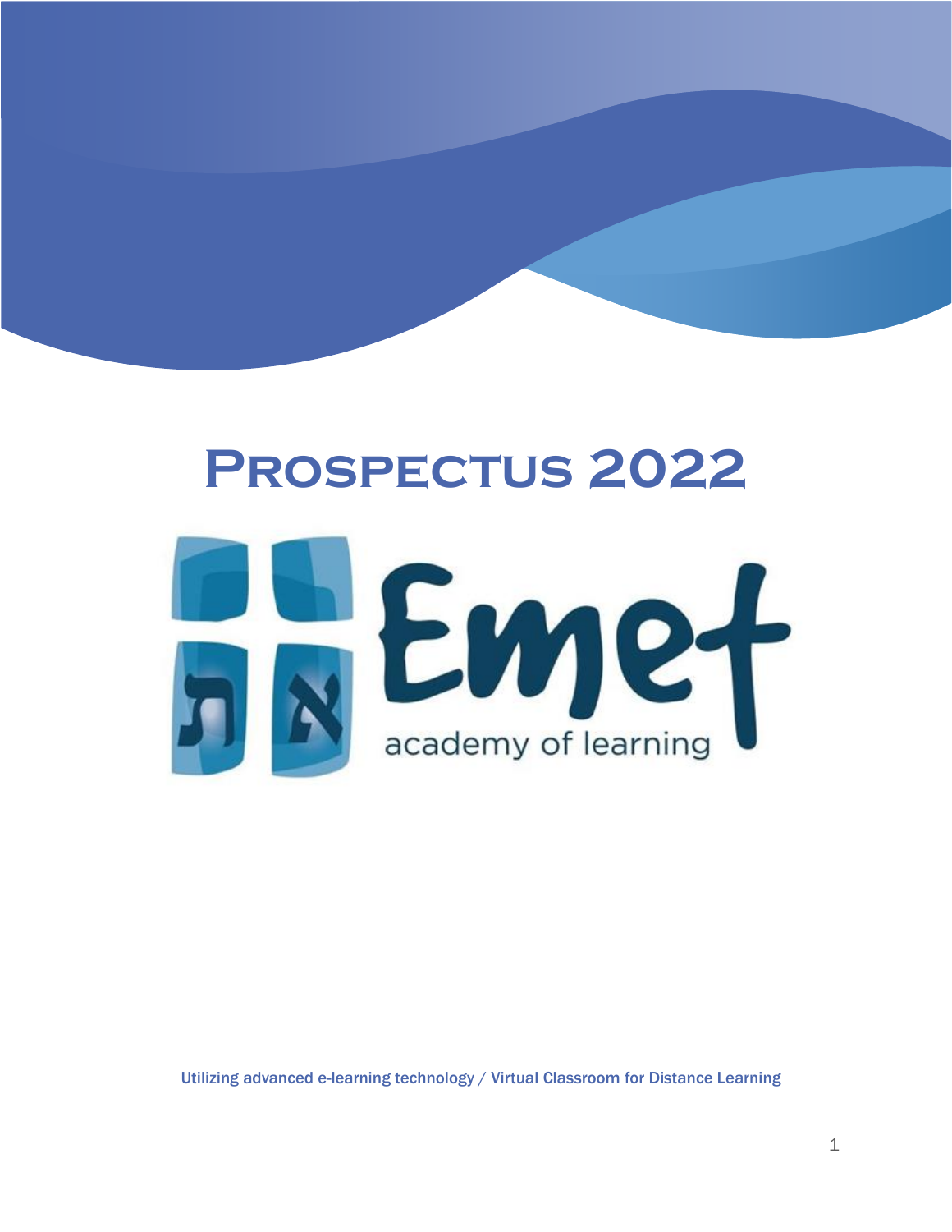# Prospectus 2022

ת א Emet

academy of learning

Utilizing advanced e-learning technology / Virtual Classroom for Distance Learning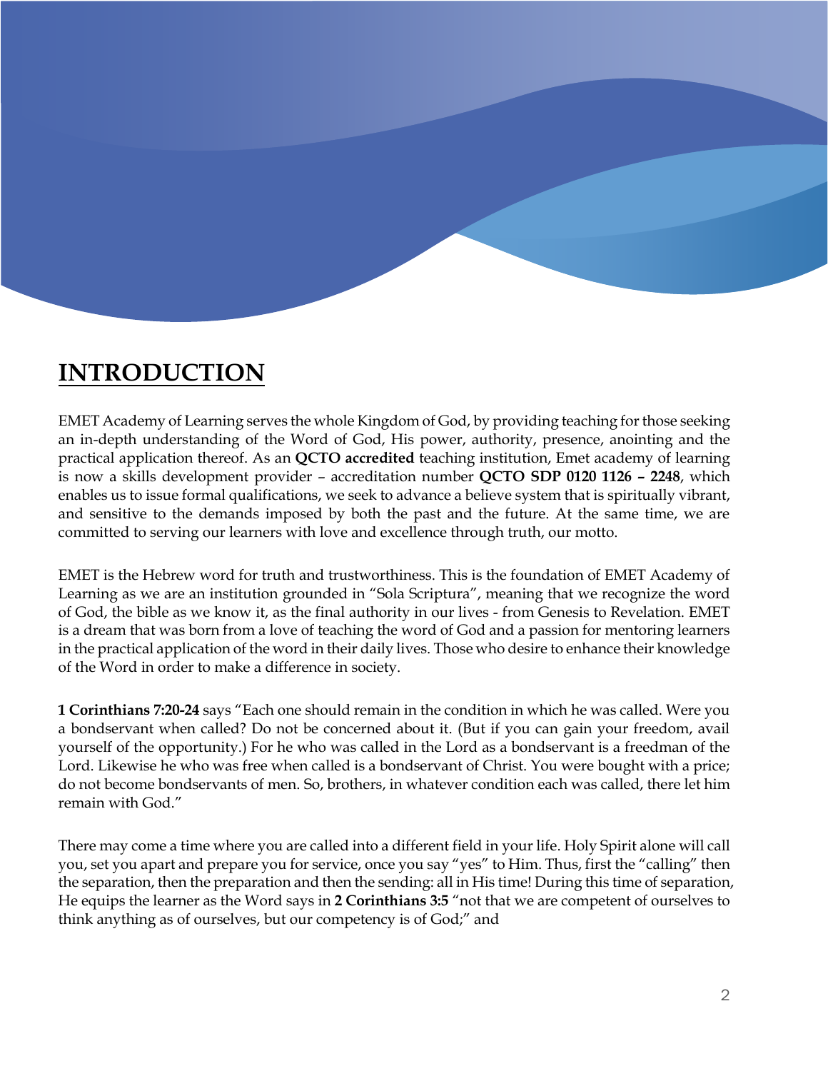# INTRODUCTION

EMET Academy of Learning serves the whole Kingdom of God, by providing teaching for those seeking an in-depth understanding of the Word of God, His power, authority, presence, anointing and the practical application thereof. As an **QCTO accredited** teaching institution, Emet academy of learning is now a skills development provider – accreditation number **QCTO SDP 0120 1126 – 2248**, which enables us to issue formal qualifications, we seek to advance a believe system that is spiritually vibrant, and sensitive to the demands imposed by both the past and the future. At the same time, we are committed to serving our learners with love and excellence through truth, our motto.

EMET is the Hebrew word for truth and trustworthiness. This is the foundation of EMET Academy of Learning as we are an institution grounded in "Sola Scriptura", meaning that we recognize the word of God, the bible as we know it, as the final authority in our lives - from Genesis to Revelation. EMET is a dream that was born from a love of teaching the word of God and a passion for mentoring learners in the practical application of the word in their daily lives. Those who desire to enhance their knowledge of the Word in order to make a difference in society.

**1 Corinthians 7:20-24** says "Each one should remain in the condition in which he was called. Were you a bondservant when called? Do not be concerned about it. (But if you can gain your freedom, avail yourself of the opportunity.) For he who was called in the Lord as a bondservant is a freedman of the Lord. Likewise he who was free when called is a bondservant of Christ. You were bought with a price; do not become bondservants of men. So, brothers, in whatever condition each was called, there let him remain with God."

There may come a time where you are called into a different field in your life. Holy Spirit alone will call you, set you apart and prepare you for service, once you say "yes" to Him. Thus, first the "calling" then the separation, then the preparation and then the sending: all in His time! During this time of separation, He equips the learner as the Word says in **2 Corinthians 3:5** "not that we are competent of ourselves to think anything as of ourselves, but our competency is of God;" and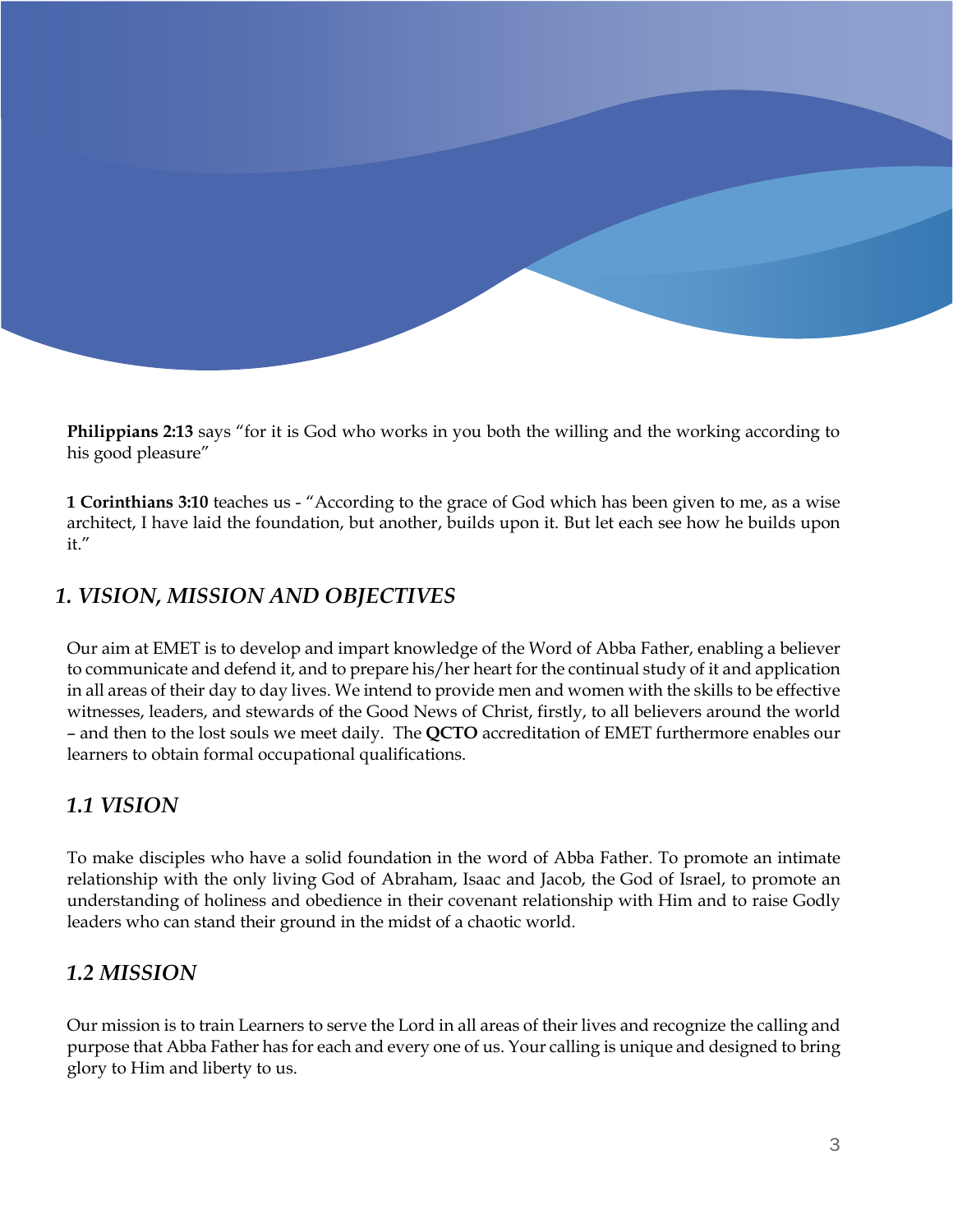**Philippians 2:13** says "for it is God who works in you both the willing and the working according to his good pleasure"

**1 Corinthians 3:10** teaches us - "According to the grace of God which has been given to me, as a wise architect, I have laid the foundation, but another, builds upon it. But let each see how he builds upon it."

## *1. VISION, MISSION AND OBJECTIVES*

Our aim at EMET is to develop and impart knowledge of the Word of Abba Father, enabling a believer to communicate and defend it, and to prepare his/her heart for the continual study of it and application in all areas of their day to day lives. We intend to provide men and women with the skills to be effective witnesses, leaders, and stewards of the Good News of Christ, firstly, to all believers around the world – and then to the lost souls we meet daily. The **QCTO** accreditation of EMET furthermore enables our learners to obtain formal occupational qualifications.

### *1.1 VISION*

To make disciples who have a solid foundation in the word of Abba Father. To promote an intimate relationship with the only living God of Abraham, Isaac and Jacob, the God of Israel, to promote an understanding of holiness and obedience in their covenant relationship with Him and to raise Godly leaders who can stand their ground in the midst of a chaotic world.

### *1.2 MISSION*

Our mission is to train Learners to serve the Lord in all areas of their lives and recognize the calling and purpose that Abba Father has for each and every one of us. Your calling is unique and designed to bring glory to Him and liberty to us.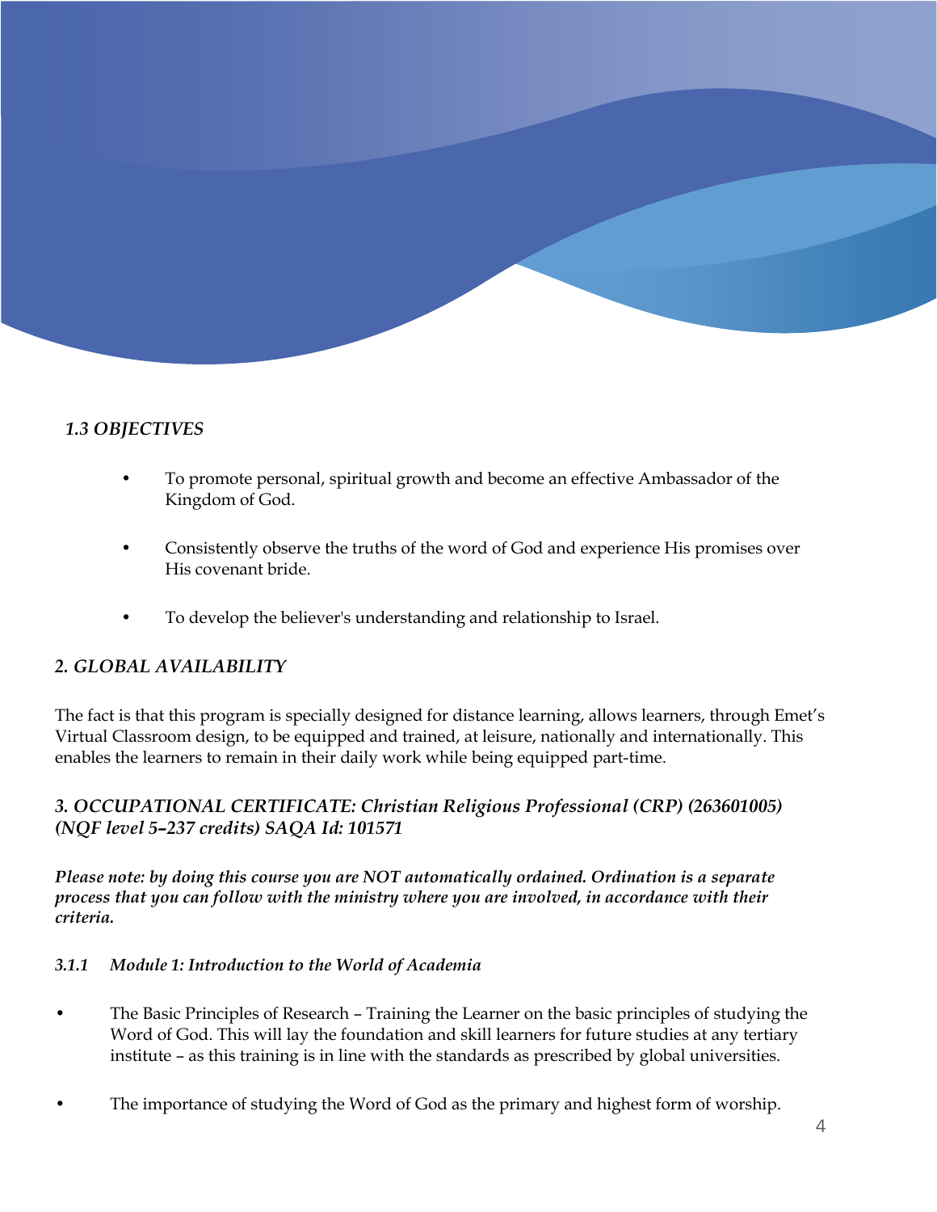### *1.3 OBJECTIVES*

- To promote personal, spiritual growth and become an effective Ambassador of the Kingdom of God.

- Consistently observe the truths of the word of God and experience His promises over His covenant bride.

- To develop the believer's understanding and relationship to Israel.

## *2. GLOBAL AVAILABILITY*

The fact is that this program is specially designed for distance learning, allows learners, through Emet's Virtual Classroom design, to be equipped and trained, at leisure, nationally and internationally. This enables the learners to remain in their daily work while being equipped part-time.

## *3. OCCUPATIONAL CERTIFICATE: Christian Religious Professional (CRP) (263601005) (NQF level 5–237 credits) SAQA Id: 101571*

***Please note: by doing this course you are NOT automatically ordained. Ordination is a separate process that you can follow with the ministry where you are involved, in accordance with their criteria.***

#### *3.1.1 Module 1: Introduction to the World of Academia*

- The Basic Principles of Research – Training the Learner on the basic principles of studying the Word of God. This will lay the foundation and skill learners for future studies at any tertiary institute – as this training is in line with the standards as prescribed by global universities.

- The importance of studying the Word of God as the primary and highest form of worship.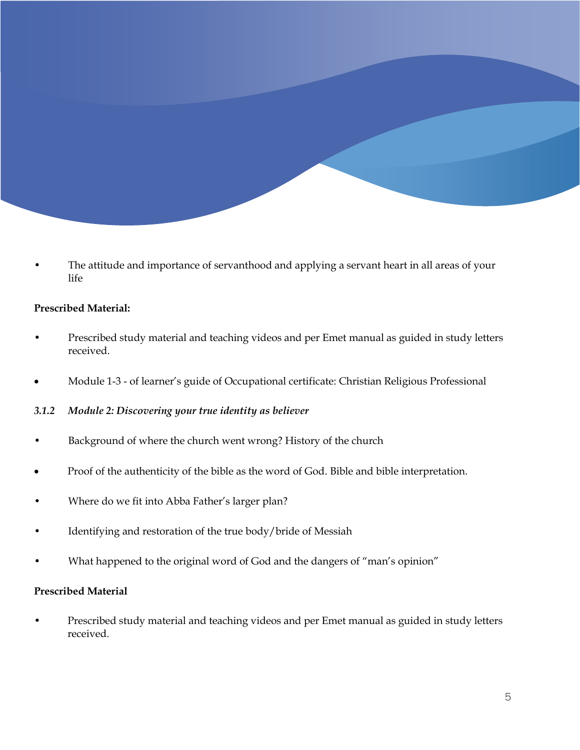- The attitude and importance of servanthood and applying a servant heart in all areas of your life

**Prescribed Material:**

- Prescribed study material and teaching videos and per Emet manual as guided in study letters received.
- Module 1-3 - of learner's guide of Occupational certificate: Christian Religious Professional

### *3.1.2 Module 2: Discovering your true identity as believer*

- Background of where the church went wrong? History of the church
- Proof of the authenticity of the bible as the word of God. Bible and bible interpretation.
- Where do we fit into Abba Father's larger plan?
- Identifying and restoration of the true body/bride of Messiah
- What happened to the original word of God and the dangers of "man's opinion"

**Prescribed Material**

- Prescribed study material and teaching videos and per Emet manual as guided in study letters received.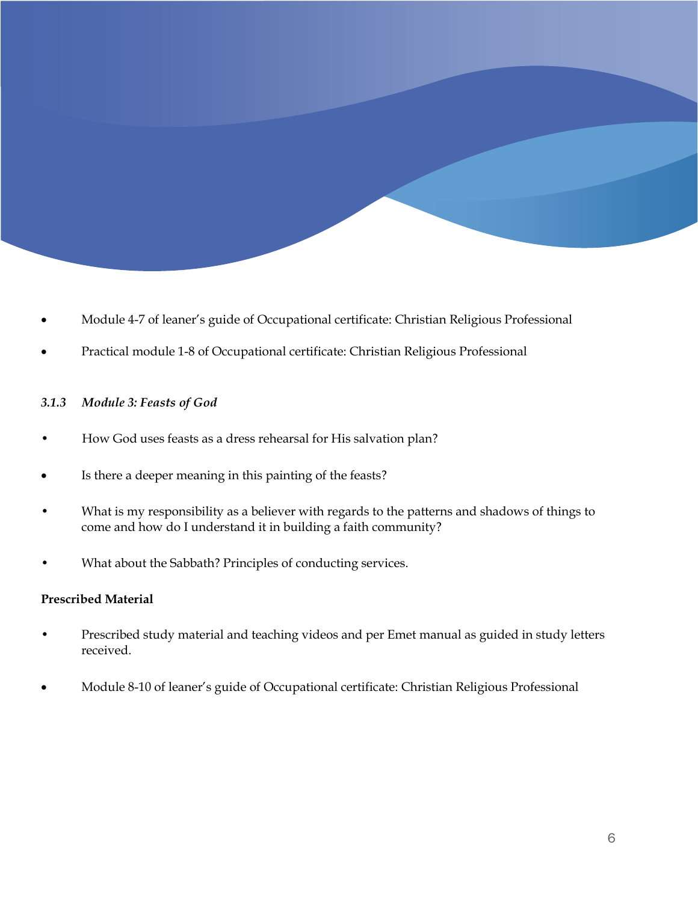- Module 4-7 of leaner's guide of Occupational certificate: Christian Religious Professional
- Practical module 1-8 of Occupational certificate: Christian Religious Professional

### *3.1.3 Module 3: Feasts of God*

- How God uses feasts as a dress rehearsal for His salvation plan?
- Is there a deeper meaning in this painting of the feasts?
- What is my responsibility as a believer with regards to the patterns and shadows of things to come and how do I understand it in building a faith community?
- What about the Sabbath? Principles of conducting services.

**Prescribed Material**

- Prescribed study material and teaching videos and per Emet manual as guided in study letters received.
- Module 8-10 of leaner's guide of Occupational certificate: Christian Religious Professional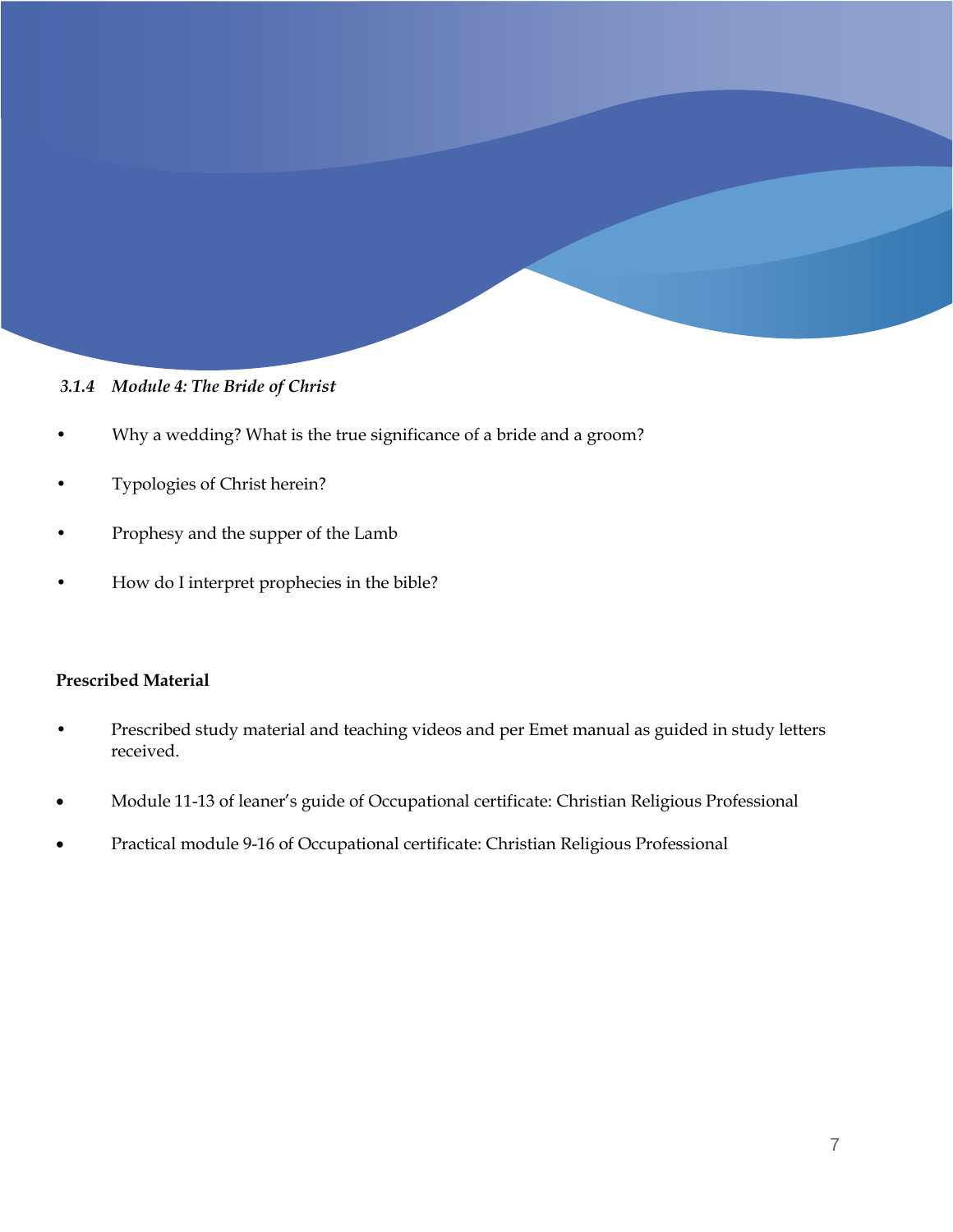### *3.1.4 Module 4: The Bride of Christ*

- Why a wedding? What is the true significance of a bride and a groom?
- Typologies of Christ herein?
- Prophesy and the supper of the Lamb
- How do I interpret prophecies in the bible?

**Prescribed Material**

- Prescribed study material and teaching videos and per Emet manual as guided in study letters received.
- Module 11-13 of leaner's guide of Occupational certificate: Christian Religious Professional
- Practical module 9-16 of Occupational certificate: Christian Religious Professional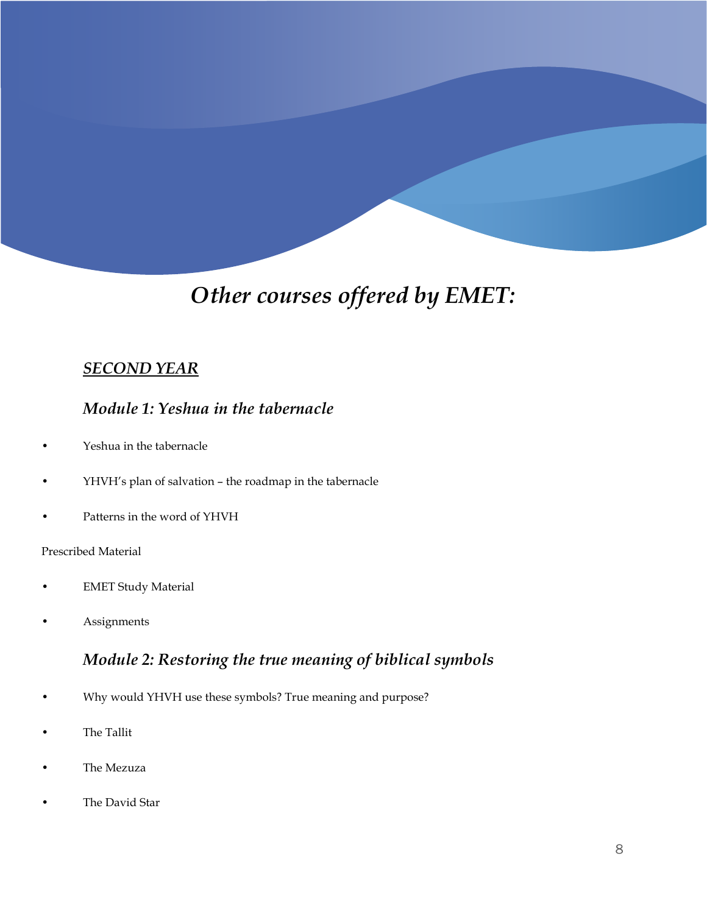# *Other courses offered by EMET:*

## ***SECOND YEAR***

### *Module 1: Yeshua in the tabernacle*

- Yeshua in the tabernacle
- YHVH's plan of salvation – the roadmap in the tabernacle
- Patterns in the word of YHVH

Prescribed Material

- EMET Study Material
- Assignments

### *Module 2: Restoring the true meaning of biblical symbols*

- Why would YHVH use these symbols? True meaning and purpose?
- The Tallit
- The Mezuza
- The David Star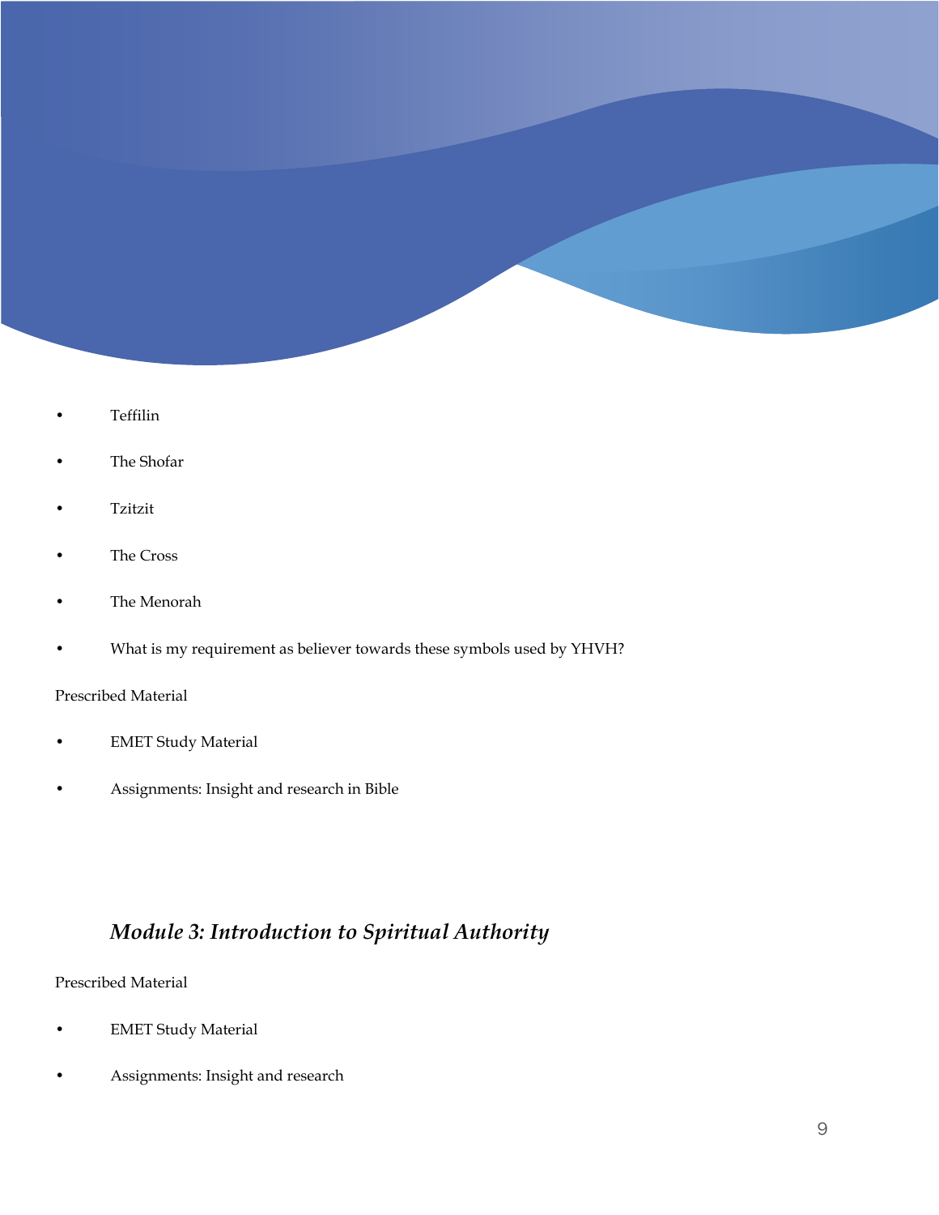- Teffilin
- The Shofar
- Tzitzit
- The Cross
- The Menorah
- What is my requirement as believer towards these symbols used by YHVH?

Prescribed Material

- EMET Study Material
- Assignments: Insight and research in Bible

### *Module 3: Introduction to Spiritual Authority*

Prescribed Material

- EMET Study Material
- Assignments: Insight and research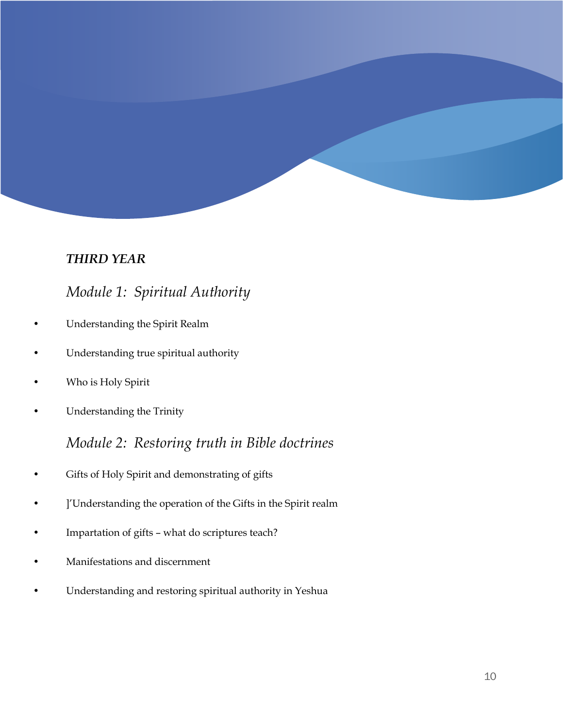***THIRD YEAR***

## *Module 1: Spiritual Authority*

- Understanding the Spirit Realm
- Understanding true spiritual authority
- Who is Holy Spirit
- Understanding the Trinity

## *Module 2: Restoring truth in Bible doctrines*

- Gifts of Holy Spirit and demonstrating of gifts
- ]'Understanding the operation of the Gifts in the Spirit realm
- Impartation of gifts – what do scriptures teach?
- Manifestations and discernment
- Understanding and restoring spiritual authority in Yeshua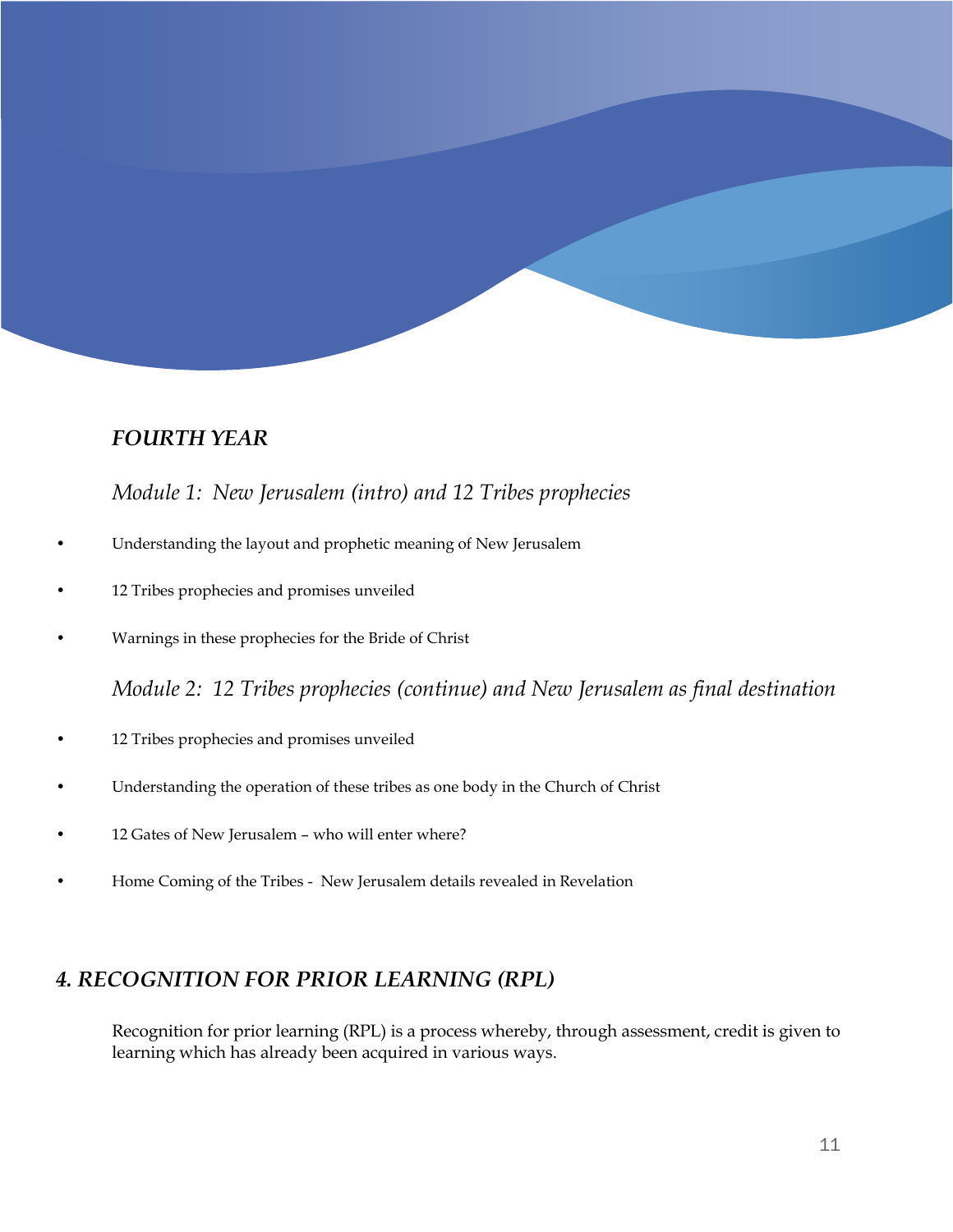### *FOURTH YEAR*

*Module 1: New Jerusalem (intro) and 12 Tribes prophecies*

- Understanding the layout and prophetic meaning of New Jerusalem
- 12 Tribes prophecies and promises unveiled
- Warnings in these prophecies for the Bride of Christ

*Module 2: 12 Tribes prophecies (continue) and New Jerusalem as final destination*

- 12 Tribes prophecies and promises unveiled
- Understanding the operation of these tribes as one body in the Church of Christ
- 12 Gates of New Jerusalem – who will enter where?
- Home Coming of the Tribes - New Jerusalem details revealed in Revelation

## *4. RECOGNITION FOR PRIOR LEARNING (RPL)*

Recognition for prior learning (RPL) is a process whereby, through assessment, credit is given to learning which has already been acquired in various ways.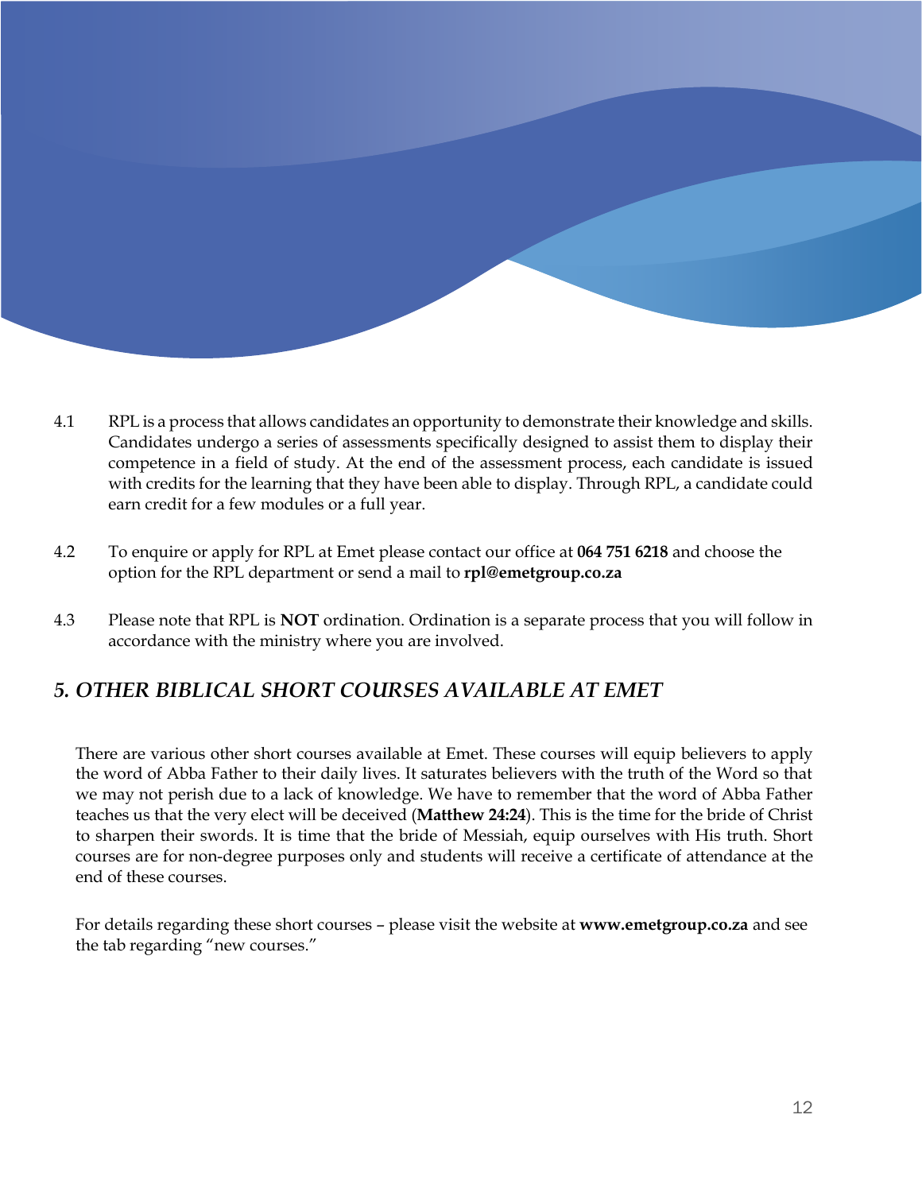4.1 RPL is a process that allows candidates an opportunity to demonstrate their knowledge and skills. Candidates undergo a series of assessments specifically designed to assist them to display their competence in a field of study. At the end of the assessment process, each candidate is issued with credits for the learning that they have been able to display. Through RPL, a candidate could earn credit for a few modules or a full year.

4.2 To enquire or apply for RPL at Emet please contact our office at **064 751 6218** and choose the option for the RPL department or send a mail to **rpl@emetgroup.co.za**

4.3 Please note that RPL is **NOT** ordination. Ordination is a separate process that you will follow in accordance with the ministry where you are involved.

## *5. OTHER BIBLICAL SHORT COURSES AVAILABLE AT EMET*

There are various other short courses available at Emet. These courses will equip believers to apply the word of Abba Father to their daily lives. It saturates believers with the truth of the Word so that we may not perish due to a lack of knowledge. We have to remember that the word of Abba Father teaches us that the very elect will be deceived (**Matthew 24:24**). This is the time for the bride of Christ to sharpen their swords. It is time that the bride of Messiah, equip ourselves with His truth. Short courses are for non-degree purposes only and students will receive a certificate of attendance at the end of these courses.

For details regarding these short courses – please visit the website at **www.emetgroup.co.za** and see the tab regarding "new courses."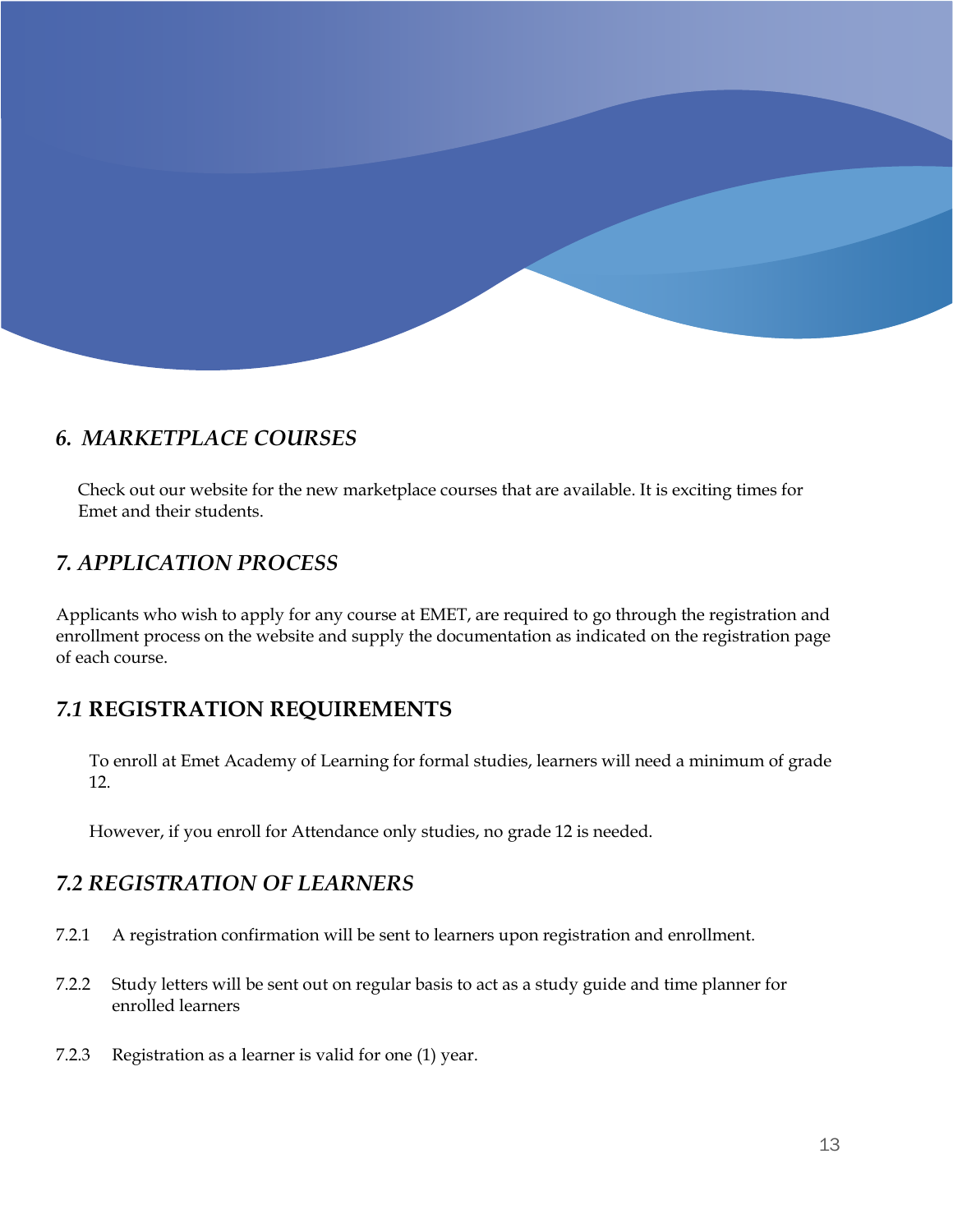## *6. MARKETPLACE COURSES*

Check out our website for the new marketplace courses that are available. It is exciting times for Emet and their students.

## *7. APPLICATION PROCESS*

Applicants who wish to apply for any course at EMET, are required to go through the registration and enrollment process on the website and supply the documentation as indicated on the registration page of each course.

### *7.1* **REGISTRATION REQUIREMENTS**

To enroll at Emet Academy of Learning for formal studies, learners will need a minimum of grade 12.

However, if you enroll for Attendance only studies, no grade 12 is needed.

### *7.2 REGISTRATION OF LEARNERS*

7.2.1 A registration confirmation will be sent to learners upon registration and enrollment.

7.2.2 Study letters will be sent out on regular basis to act as a study guide and time planner for enrolled learners

7.2.3 Registration as a learner is valid for one (1) year.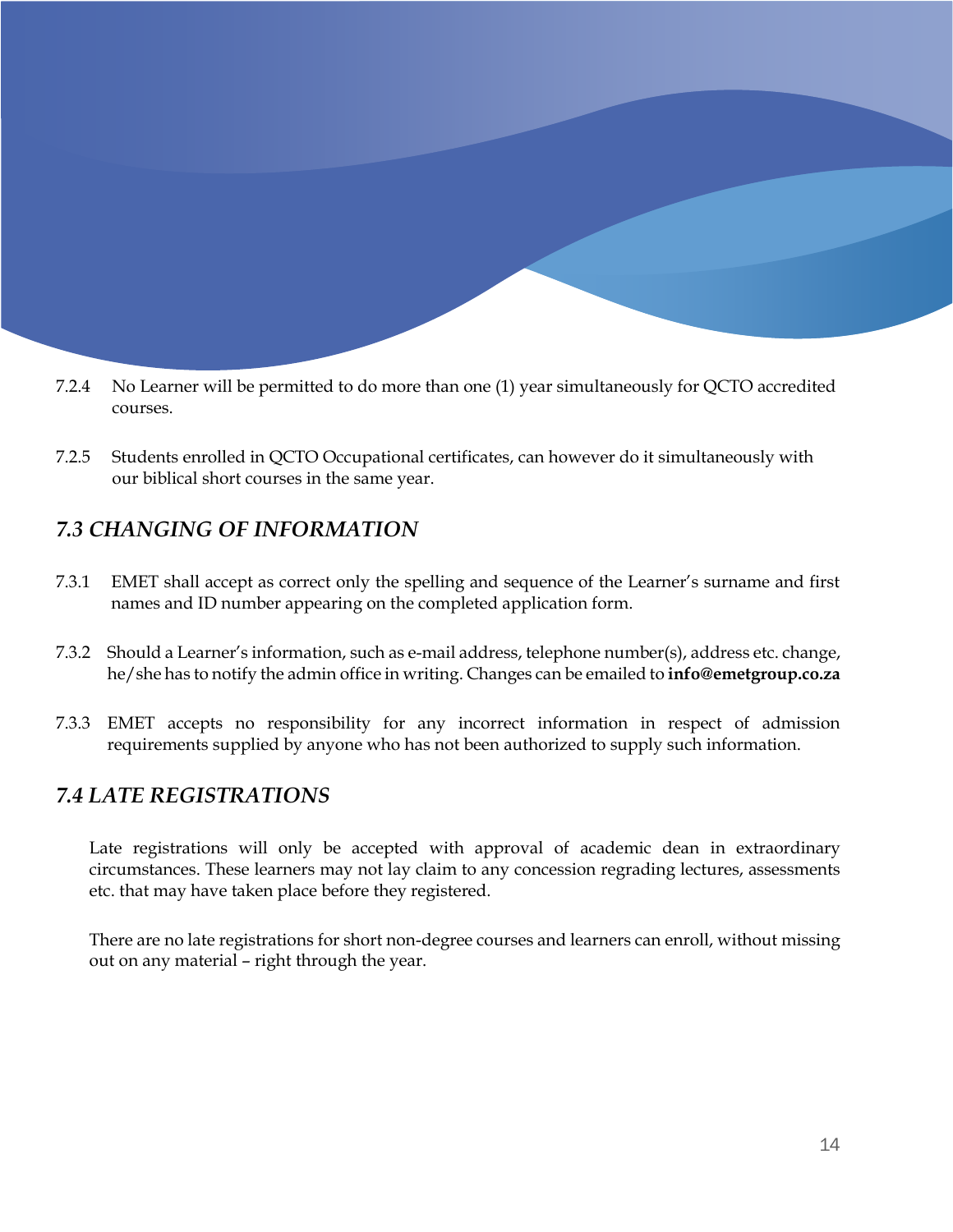7.2.4 No Learner will be permitted to do more than one (1) year simultaneously for QCTO accredited courses.

7.2.5 Students enrolled in QCTO Occupational certificates, can however do it simultaneously with our biblical short courses in the same year.

## *7.3 CHANGING OF INFORMATION*

7.3.1 EMET shall accept as correct only the spelling and sequence of the Learner's surname and first names and ID number appearing on the completed application form.

7.3.2 Should a Learner's information, such as e-mail address, telephone number(s), address etc. change, he/she has to notify the admin office in writing. Changes can be emailed to **info@emetgroup.co.za**

7.3.3 EMET accepts no responsibility for any incorrect information in respect of admission requirements supplied by anyone who has not been authorized to supply such information.

## *7.4 LATE REGISTRATIONS*

Late registrations will only be accepted with approval of academic dean in extraordinary circumstances. These learners may not lay claim to any concession regrading lectures, assessments etc. that may have taken place before they registered.

There are no late registrations for short non-degree courses and learners can enroll, without missing out on any material – right through the year.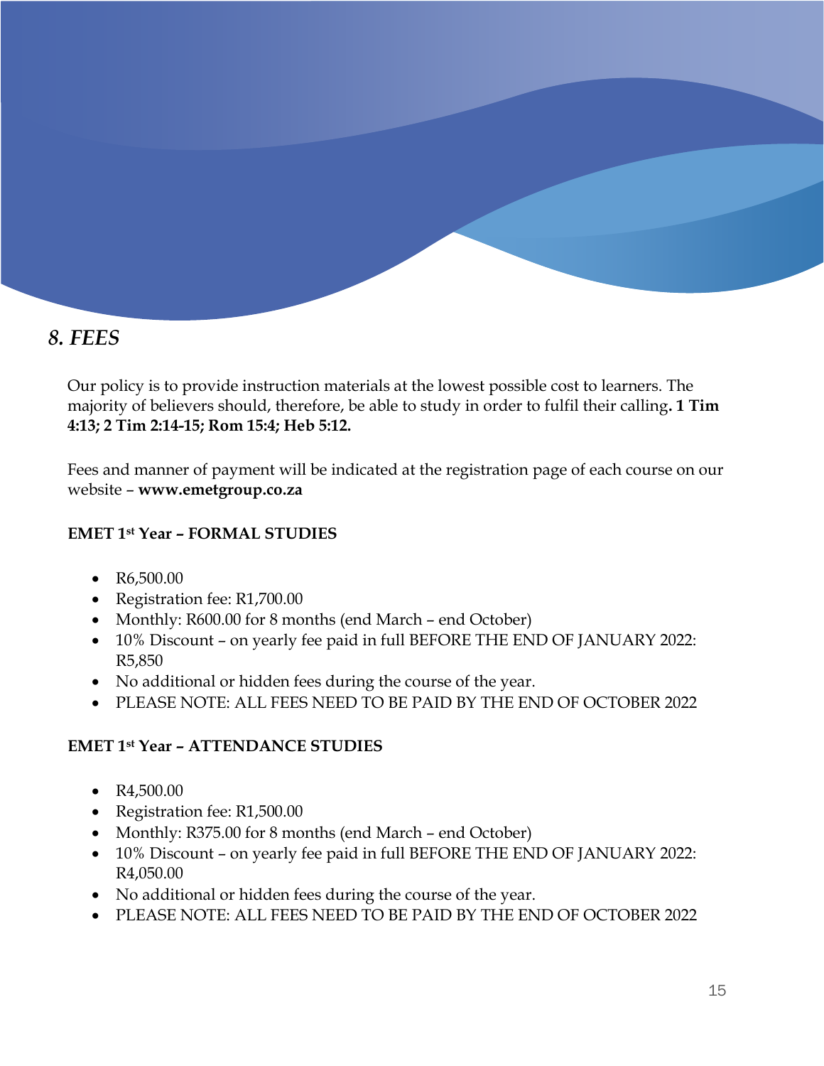# *8. FEES*

Our policy is to provide instruction materials at the lowest possible cost to learners. The majority of believers should, therefore, be able to study in order to fulfil their calling**. 1 Tim 4:13; 2 Tim 2:14-15; Rom 15:4; Heb 5:12.**

Fees and manner of payment will be indicated at the registration page of each course on our website – **www.emetgroup.co.za**

**EMET 1st Year – FORMAL STUDIES**

- R6,500.00
- Registration fee: R1,700.00
- Monthly: R600.00 for 8 months (end March – end October)
- 10% Discount – on yearly fee paid in full BEFORE THE END OF JANUARY 2022: R5,850
- No additional or hidden fees during the course of the year.
- PLEASE NOTE: ALL FEES NEED TO BE PAID BY THE END OF OCTOBER 2022

**EMET 1st Year – ATTENDANCE STUDIES**

- R4,500.00
- Registration fee: R1,500.00
- Monthly: R375.00 for 8 months (end March – end October)
- 10% Discount – on yearly fee paid in full BEFORE THE END OF JANUARY 2022: R4,050.00
- No additional or hidden fees during the course of the year.
- PLEASE NOTE: ALL FEES NEED TO BE PAID BY THE END OF OCTOBER 2022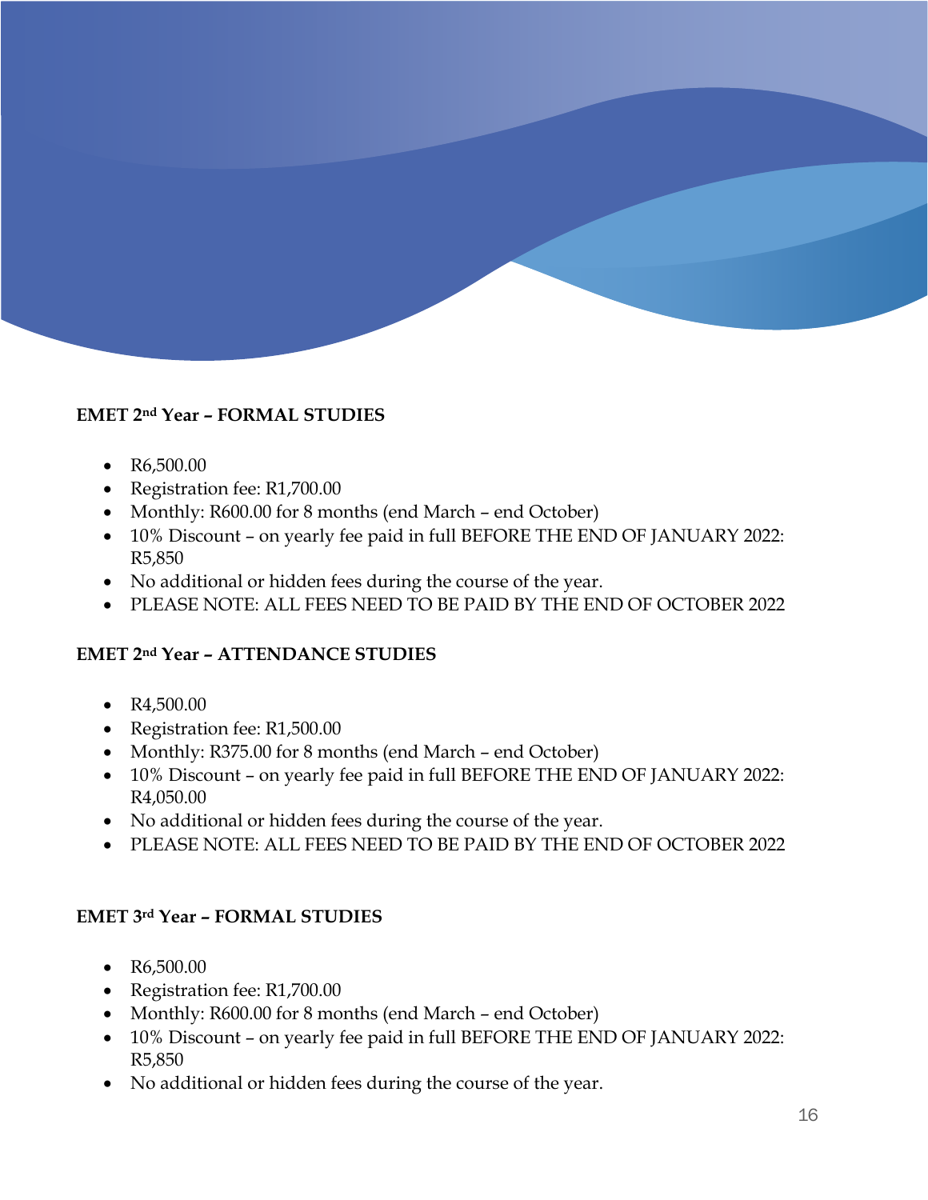**EMET 2nd Year – FORMAL STUDIES**

- R6,500.00
- Registration fee: R1,700.00
- Monthly: R600.00 for 8 months (end March – end October)
- 10% Discount – on yearly fee paid in full BEFORE THE END OF JANUARY 2022: R5,850
- No additional or hidden fees during the course of the year.
- PLEASE NOTE: ALL FEES NEED TO BE PAID BY THE END OF OCTOBER 2022

**EMET 2nd Year – ATTENDANCE STUDIES**

- R4,500.00
- Registration fee: R1,500.00
- Monthly: R375.00 for 8 months (end March – end October)
- 10% Discount – on yearly fee paid in full BEFORE THE END OF JANUARY 2022: R4,050.00
- No additional or hidden fees during the course of the year.
- PLEASE NOTE: ALL FEES NEED TO BE PAID BY THE END OF OCTOBER 2022

**EMET 3rd Year – FORMAL STUDIES**

- R6,500.00
- Registration fee: R1,700.00
- Monthly: R600.00 for 8 months (end March – end October)
- 10% Discount – on yearly fee paid in full BEFORE THE END OF JANUARY 2022: R5,850
- No additional or hidden fees during the course of the year.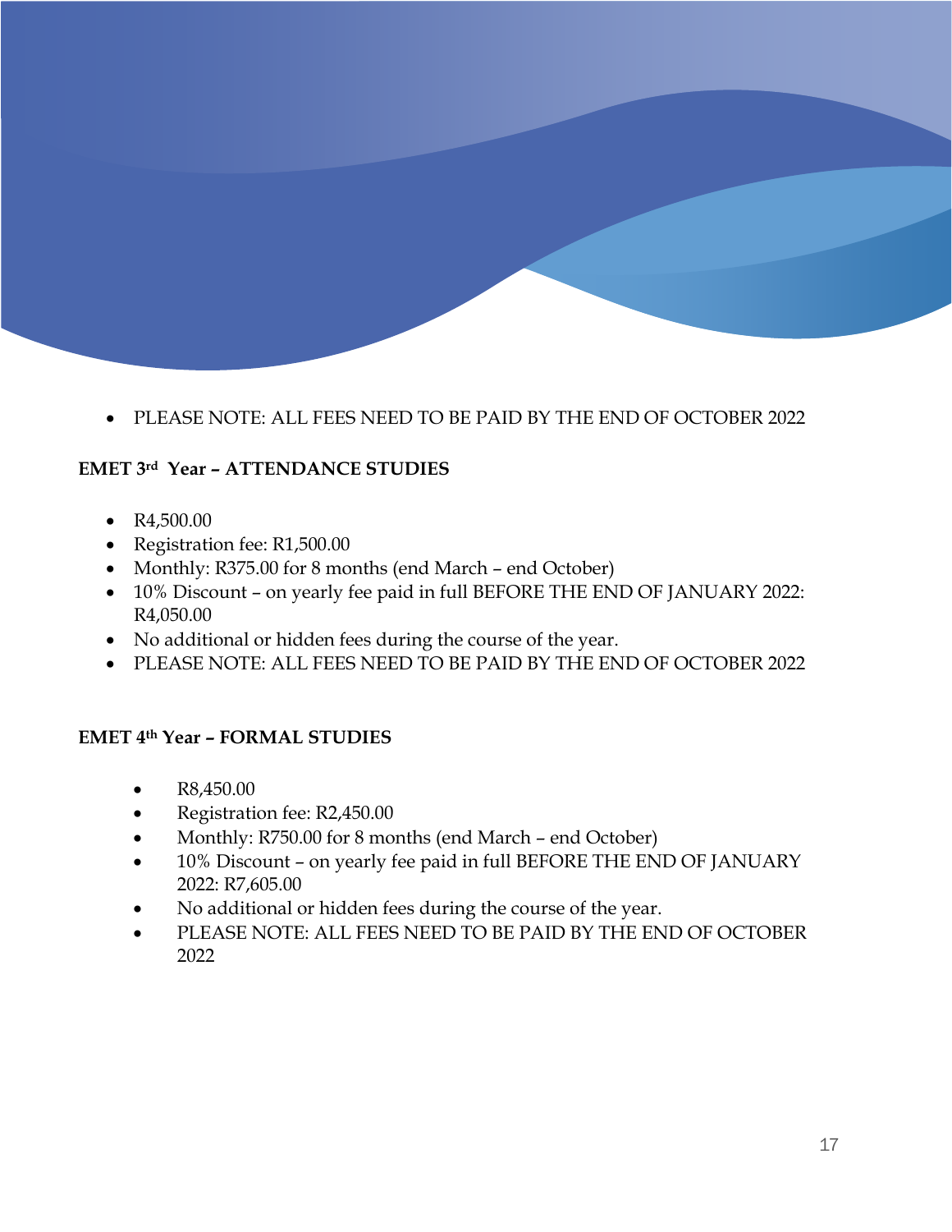- PLEASE NOTE: ALL FEES NEED TO BE PAID BY THE END OF OCTOBER 2022

**EMET 3rd Year – ATTENDANCE STUDIES**

- R4,500.00
- Registration fee: R1,500.00
- Monthly: R375.00 for 8 months (end March – end October)
- 10% Discount – on yearly fee paid in full BEFORE THE END OF JANUARY 2022: R4,050.00
- No additional or hidden fees during the course of the year.
- PLEASE NOTE: ALL FEES NEED TO BE PAID BY THE END OF OCTOBER 2022

**EMET 4th Year – FORMAL STUDIES**

- R8,450.00
- Registration fee: R2,450.00
- Monthly: R750.00 for 8 months (end March – end October)
- 10% Discount – on yearly fee paid in full BEFORE THE END OF JANUARY 2022: R7,605.00
- No additional or hidden fees during the course of the year.
- PLEASE NOTE: ALL FEES NEED TO BE PAID BY THE END OF OCTOBER 2022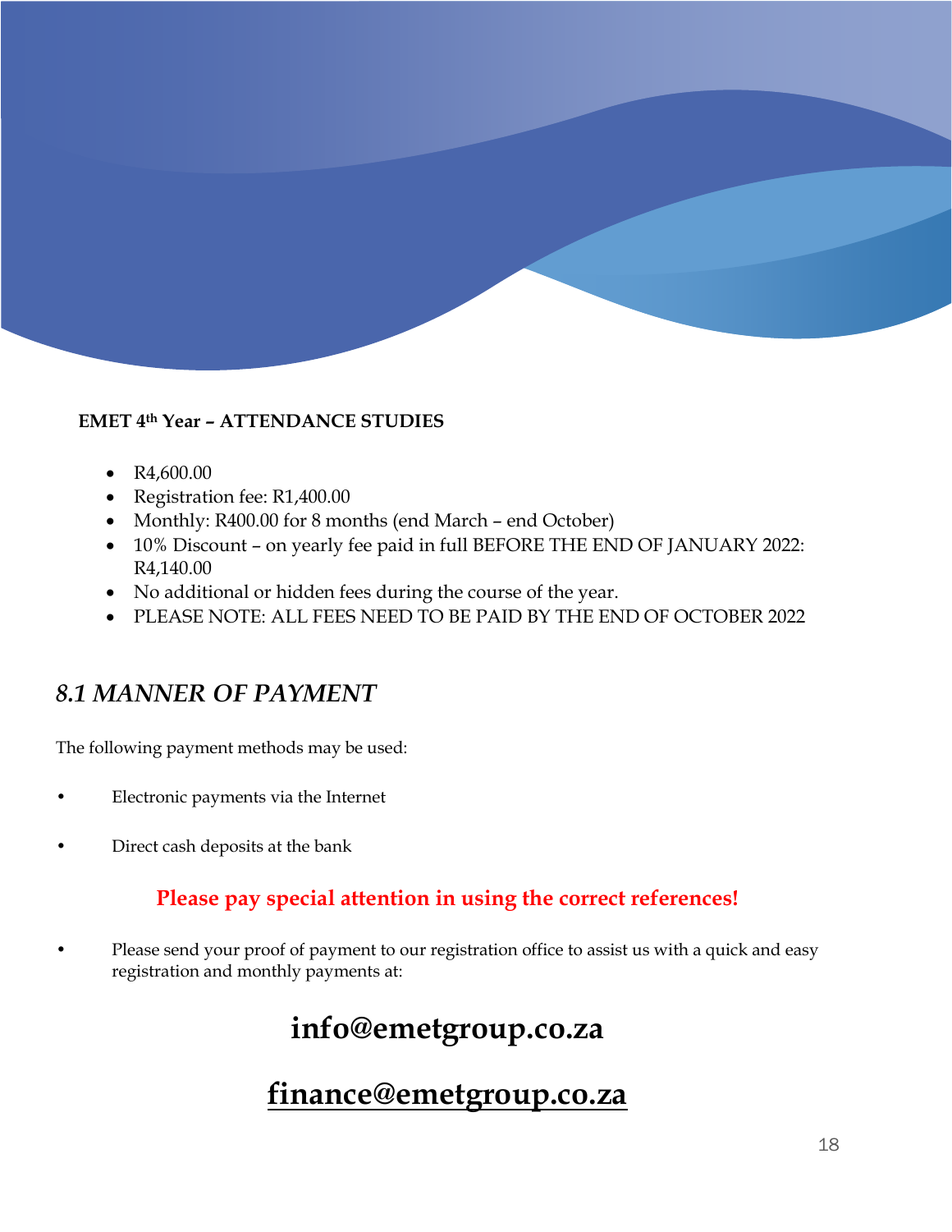**EMET 4th Year – ATTENDANCE STUDIES**

- R4,600.00
- Registration fee: R1,400.00
- Monthly: R400.00 for 8 months (end March – end October)
- 10% Discount – on yearly fee paid in full BEFORE THE END OF JANUARY 2022: R4,140.00
- No additional or hidden fees during the course of the year.
- PLEASE NOTE: ALL FEES NEED TO BE PAID BY THE END OF OCTOBER 2022

## *8.1 MANNER OF PAYMENT*

The following payment methods may be used:

- Electronic payments via the Internet
- Direct cash deposits at the bank

**Please pay special attention in using the correct references!**

- Please send your proof of payment to our registration office to assist us with a quick and easy registration and monthly payments at:

**info@emetgroup.co.za**

**finance@emetgroup.co.za**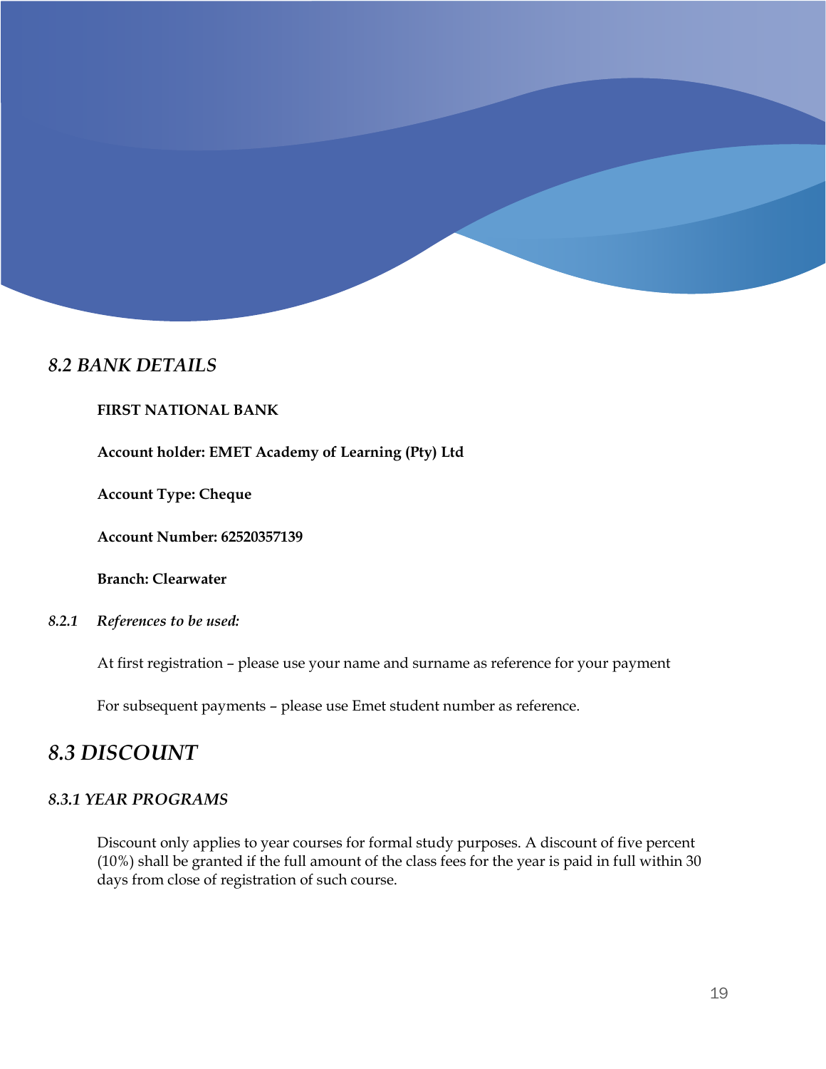## *8.2 BANK DETAILS*

**FIRST NATIONAL BANK**

**Account holder: EMET Academy of Learning (Pty) Ltd**

**Account Type: Cheque**

**Account Number: 62520357139**

**Branch: Clearwater**

*8.2.1 References to be used:*

At first registration – please use your name and surname as reference for your payment

For subsequent payments – please use Emet student number as reference.

## *8.3 DISCOUNT*

### *8.3.1 YEAR PROGRAMS*

Discount only applies to year courses for formal study purposes. A discount of five percent (10%) shall be granted if the full amount of the class fees for the year is paid in full within 30 days from close of registration of such course.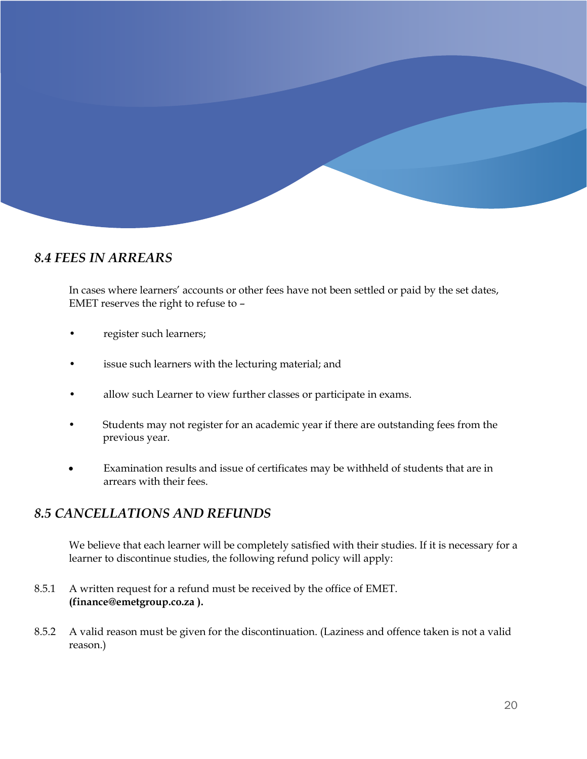## *8.4 FEES IN ARREARS*

In cases where learners' accounts or other fees have not been settled or paid by the set dates, EMET reserves the right to refuse to –

- register such learners;
- issue such learners with the lecturing material; and
- allow such Learner to view further classes or participate in exams.
- Students may not register for an academic year if there are outstanding fees from the previous year.
- Examination results and issue of certificates may be withheld of students that are in arrears with their fees.

## *8.5 CANCELLATIONS AND REFUNDS*

We believe that each learner will be completely satisfied with their studies. If it is necessary for a learner to discontinue studies, the following refund policy will apply:

8.5.1 A written request for a refund must be received by the office of EMET. **(finance@emetgroup.co.za ).**

8.5.2 A valid reason must be given for the discontinuation. (Laziness and offence taken is not a valid reason.)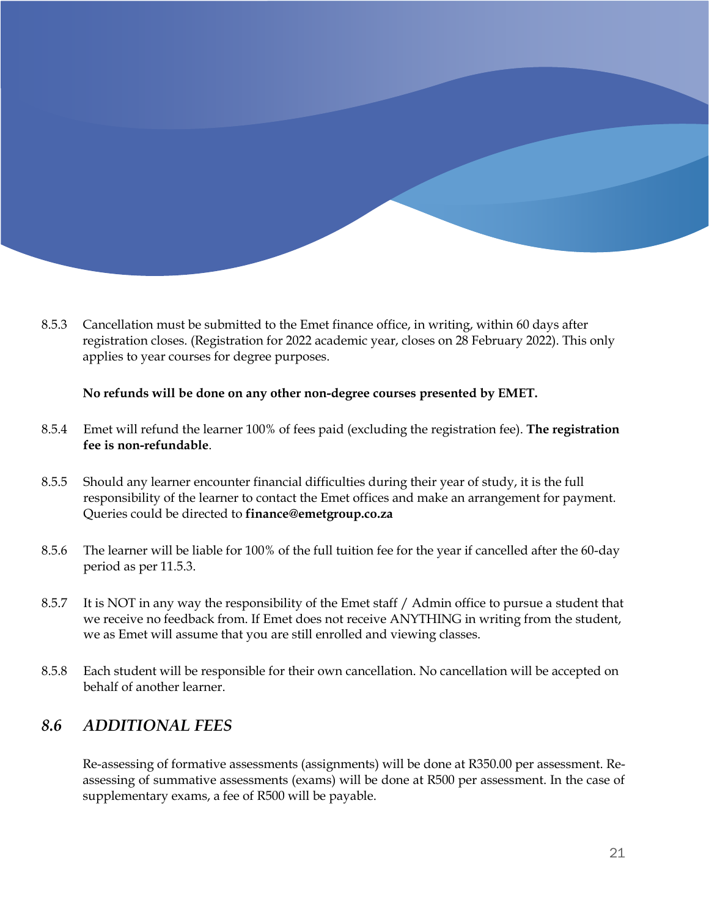8.5.3 Cancellation must be submitted to the Emet finance office, in writing, within 60 days after registration closes. (Registration for 2022 academic year, closes on 28 February 2022). This only applies to year courses for degree purposes.

**No refunds will be done on any other non-degree courses presented by EMET.**

8.5.4 Emet will refund the learner 100% of fees paid (excluding the registration fee). **The registration fee is non-refundable**.

8.5.5 Should any learner encounter financial difficulties during their year of study, it is the full responsibility of the learner to contact the Emet offices and make an arrangement for payment. Queries could be directed to **finance@emetgroup.co.za**

8.5.6 The learner will be liable for 100% of the full tuition fee for the year if cancelled after the 60-day period as per 11.5.3.

8.5.7 It is NOT in any way the responsibility of the Emet staff / Admin office to pursue a student that we receive no feedback from. If Emet does not receive ANYTHING in writing from the student, we as Emet will assume that you are still enrolled and viewing classes.

8.5.8 Each student will be responsible for their own cancellation. No cancellation will be accepted on behalf of another learner.

## *8.6 ADDITIONAL FEES*

Re-assessing of formative assessments (assignments) will be done at R350.00 per assessment. Re-assessing of summative assessments (exams) will be done at R500 per assessment. In the case of supplementary exams, a fee of R500 will be payable.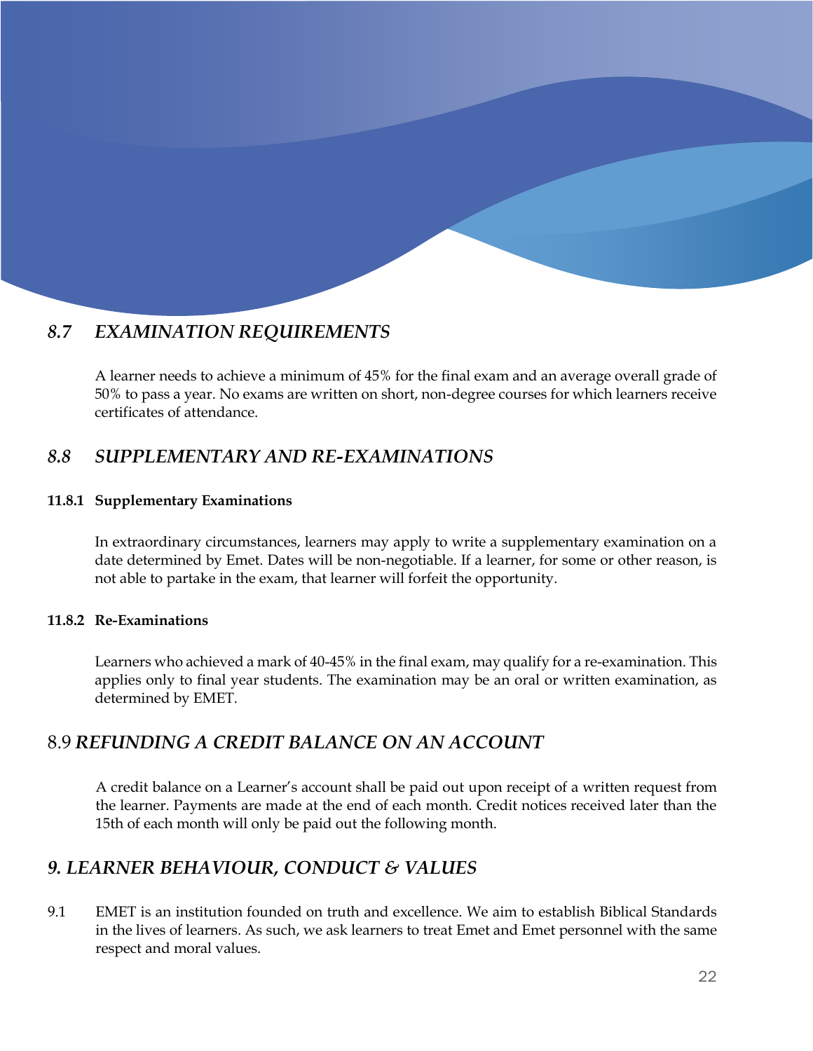## *8.7 EXAMINATION REQUIREMENTS*

A learner needs to achieve a minimum of 45% for the final exam and an average overall grade of 50% to pass a year. No exams are written on short, non-degree courses for which learners receive certificates of attendance.

## *8.8 SUPPLEMENTARY AND RE-EXAMINATIONS*

#### 11.8.1 Supplementary Examinations

In extraordinary circumstances, learners may apply to write a supplementary examination on a date determined by Emet. Dates will be non-negotiable. If a learner, for some or other reason, is not able to partake in the exam, that learner will forfeit the opportunity.

#### 11.8.2 Re-Examinations

Learners who achieved a mark of 40-45% in the final exam, may qualify for a re-examination. This applies only to final year students. The examination may be an oral or written examination, as determined by EMET.

## 8.9 *REFUNDING A CREDIT BALANCE ON AN ACCOUNT*

A credit balance on a Learner's account shall be paid out upon receipt of a written request from the learner. Payments are made at the end of each month. Credit notices received later than the 15th of each month will only be paid out the following month.

## *9. LEARNER BEHAVIOUR, CONDUCT & VALUES*

9.1 EMET is an institution founded on truth and excellence. We aim to establish Biblical Standards in the lives of learners. As such, we ask learners to treat Emet and Emet personnel with the same respect and moral values.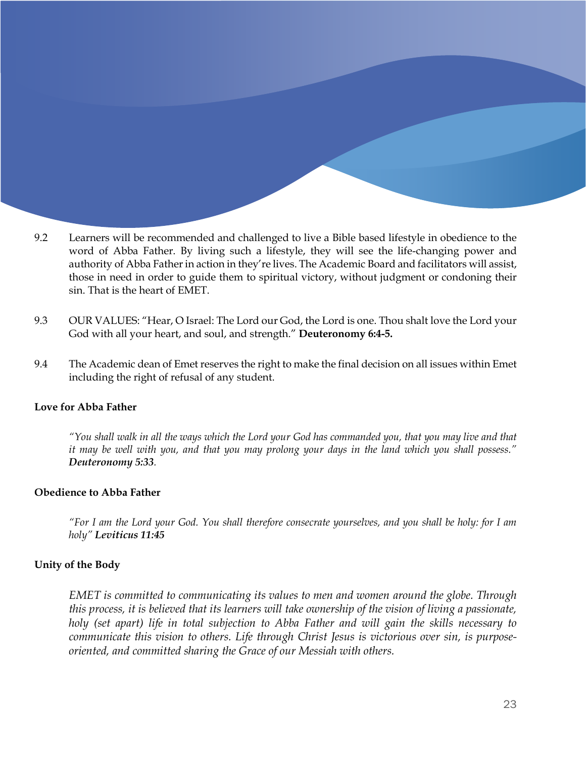9.2 Learners will be recommended and challenged to live a Bible based lifestyle in obedience to the word of Abba Father. By living such a lifestyle, they will see the life-changing power and authority of Abba Father in action in they're lives. The Academic Board and facilitators will assist, those in need in order to guide them to spiritual victory, without judgment or condoning their sin. That is the heart of EMET.

9.3 OUR VALUES: "Hear, O Israel: The Lord our God, the Lord is one. Thou shalt love the Lord your God with all your heart, and soul, and strength." **Deuteronomy 6:4-5.**

9.4 The Academic dean of Emet reserves the right to make the final decision on all issues within Emet including the right of refusal of any student.

**Love for Abba Father**

> *"You shall walk in all the ways which the Lord your God has commanded you, that you may live and that it may be well with you, and that you may prolong your days in the land which you shall possess."* ***Deuteronomy 5:33.***

**Obedience to Abba Father**

> *"For I am the Lord your God. You shall therefore consecrate yourselves, and you shall be holy: for I am holy"* ***Leviticus 11:45***

**Unity of the Body**

> *EMET is committed to communicating its values to men and women around the globe. Through this process, it is believed that its learners will take ownership of the vision of living a passionate, holy (set apart) life in total subjection to Abba Father and will gain the skills necessary to communicate this vision to others. Life through Christ Jesus is victorious over sin, is purpose-oriented, and committed sharing the Grace of our Messiah with others.*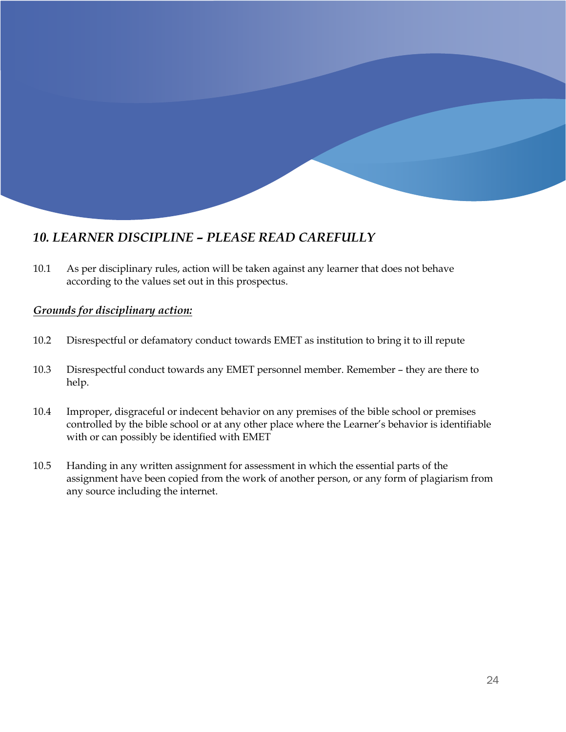## *10. LEARNER DISCIPLINE – PLEASE READ CAREFULLY*

10.1 As per disciplinary rules, action will be taken against any learner that does not behave according to the values set out in this prospectus.

***Grounds for disciplinary action:***

10.2 Disrespectful or defamatory conduct towards EMET as institution to bring it to ill repute

10.3 Disrespectful conduct towards any EMET personnel member. Remember – they are there to help.

10.4 Improper, disgraceful or indecent behavior on any premises of the bible school or premises controlled by the bible school or at any other place where the Learner's behavior is identifiable with or can possibly be identified with EMET

10.5 Handing in any written assignment for assessment in which the essential parts of the assignment have been copied from the work of another person, or any form of plagiarism from any source including the internet.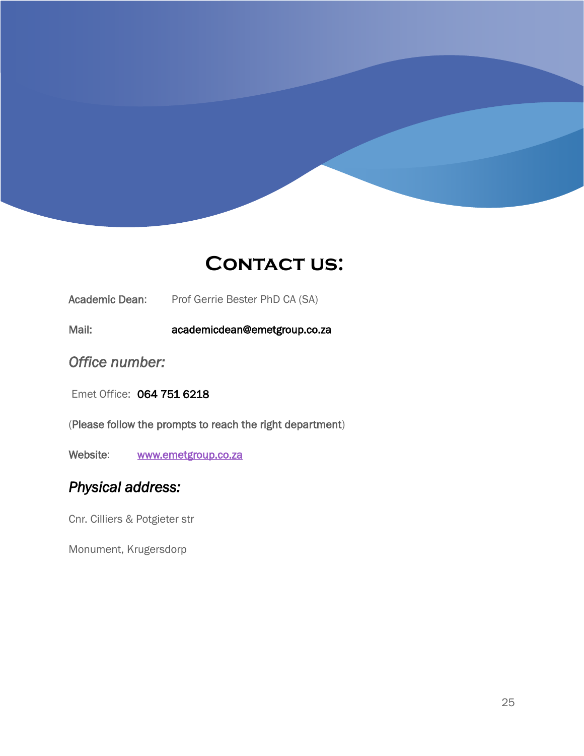# Contact us:

Academic Dean: Prof Gerrie Bester PhD CA (SA)

Mail: academicdean@emetgroup.co.za

## *Office number:*

Emet Office: **064 751 6218**

(Please follow the prompts to reach the right department)

Website: [www.emetgroup.co.za](http://www.emetgroup.co.za)

## *Physical address:*

Cnr. Cilliers & Potgieter str

Monument, Krugersdorp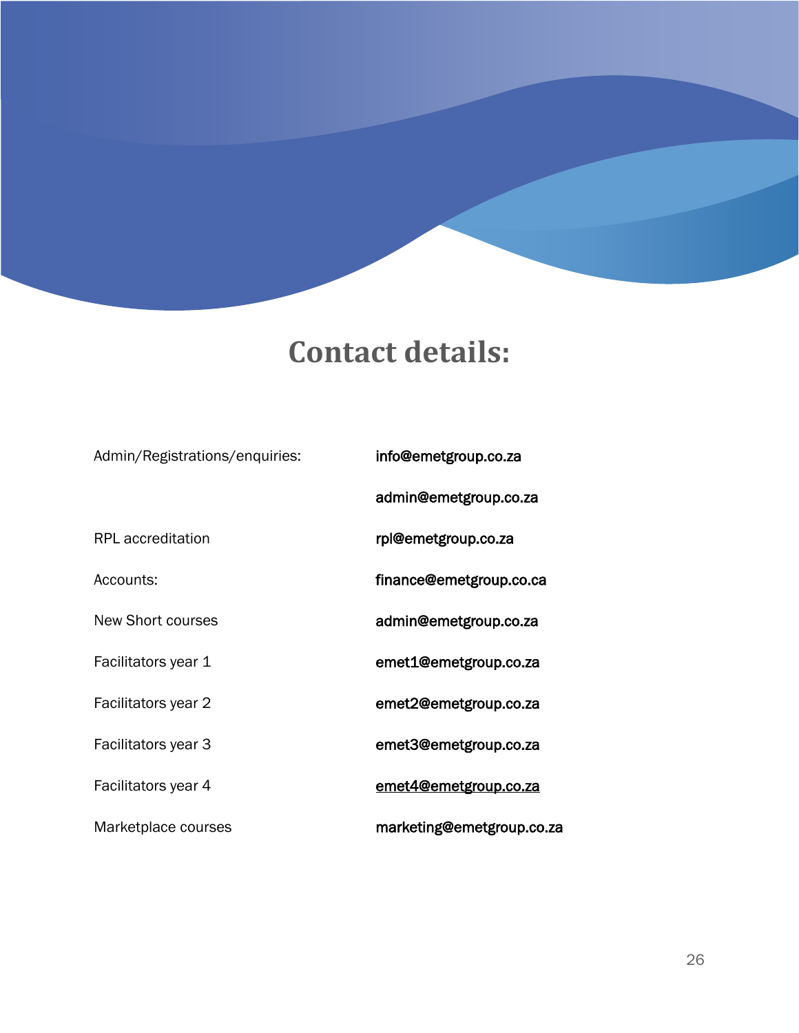# Contact details:

| | |
|---|---|
| Admin/Registrations/enquiries: | info@emetgroup.co.za |
| | admin@emetgroup.co.za |
| RPL accreditation | rpl@emetgroup.co.za |
| Accounts: | finance@emetgroup.co.ca |
| New Short courses | admin@emetgroup.co.za |
| Facilitators year 1 | emet1@emetgroup.co.za |
| Facilitators year 2 | emet2@emetgroup.co.za |
| Facilitators year 3 | emet3@emetgroup.co.za |
| Facilitators year 4 | emet4@emetgroup.co.za |
| Marketplace courses | marketing@emetgroup.co.za |